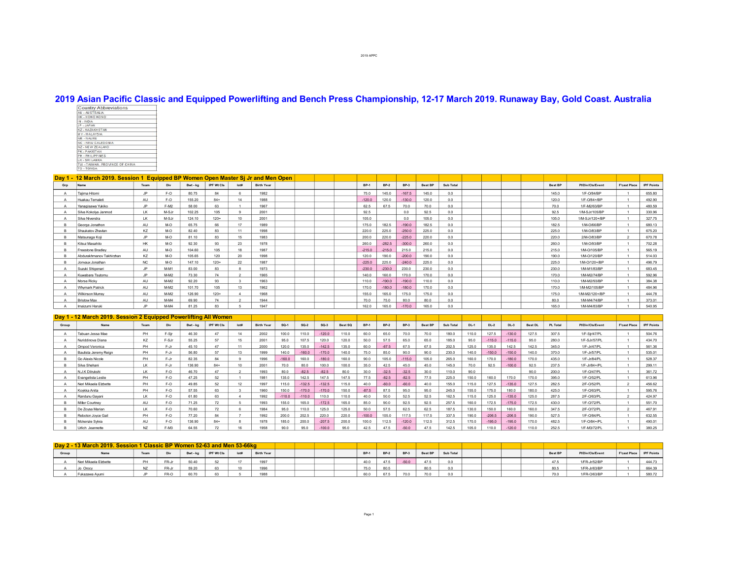# 2019 Asian Pacific Classic and Equipped Powerlifting and Bench Press Championship, 12-17 March 2019. Runaway Bay, Gold Coast. Australia

| Country Abbreviations |
|---|
| AU - AUSTRALIA |
| HK - HONG KONG |
| IN - INDIA |
| JP - JAPAN |
| KZ - KAZAKHSTAN |
| MY - MALAYSIA |
| NR - NAURU |
| NC - NEW CALEDONIA |
| NZ - NEW ZEALAND |
| PK - PAKISTAN |
| PH - PHILIPPINES |
| LK - SRI LANKA |
| TW - TAIWAN, PROVINCE OF CHINA |
| TO - TONGA |

## Day 1 - 12 March 2019. Session 1 Equipped BP Women Open Master Sj Jr and Men Open

| Grp | Name | Team | Div | Bwt - kg | IPF Wt Cls | lot# | Birth Year | | | | | BP-1 | BP-2 | BP-3 | Best BP | Sub Total | | | | | Best BP | Pl/Div/Cls/Event | F'cast Place | IPF Points |
|---|---|---|---|---|---|---|---|---|---|---|---|---|---|---|---|---|---|---|---|---|---|---|---|---|
| A | Tajima Hitomi | JP | F-O | 80.75 | 84 | 6 | 1982 | | | | | 75.0 | 145.0 | -167.5 | 145.0 | 0.0 | | | | | 145.0 | 1/F-O/84/BP | 1 | 655.80 |
| A | Huakau Temaleti | AU | F-O | 155.20 | 84+ | 14 | 1988 | | | | | -120.0 | 120.0 | -130.0 | 120.0 | 0.0 | | | | | 120.0 | 1/F-O/84+/BP | 1 | 492.90 |
| A | Yanagisawa Yukiko | JP | F-M2 | 58.00 | 63 | 1 | 1967 | | | | | 62.5 | 67.5 | 70.0 | 70.0 | 0.0 | | | | | 70.0 | 1/F-M2/63/BP | 1 | 480.59 |
| A | Silva Kokolya Janmod | LK | M-SJr | 102.25 | 105 | 9 | 2001 | | | | | 92.5 | | 0.0 | 92.5 | 0.0 | | | | | 92.5 | 1/M-SJr/105/BP | 1 | 330.96 |
| A | Silva Nivendra | LK | M-SJr | 124.10 | 120+ | 10 | 2001 | | | | | 105.0 | | 0.0 | 105.0 | 0.0 | | | | | 105.0 | 1/M-SJr/120+/BP | 1 | 327.75 |
| B | George Jonathon | AU | M-O | 65.75 | 66 | 17 | 1989 | | | | | 175.0 | 182.5 | -190.0 | 182.5 | 0.0 | | | | | 182.5 | 1/M-O/66/BP | 1 | 680.13 |
| B | Shaukatov Zhavlan | KZ | M-O | 82.40 | 83 | 11 | 1998 | | | | | 220.0 | 225.0 | -250.0 | 225.0 | 0.0 | | | | | 225.0 | 1/M-O/83/BP | 1 | 675.20 |
| B | Matsunaga Koji | JP | M-O | 81.10 | 83 | 15 | 1983 | | | | | 200.0 | 220.0 | -225.0 | 220.0 | 0.0 | | | | | 220.0 | 2/M-O/83/BP | 2 | 670.78 |
| B | Kitsui Masahito | HK | M-O | 92.30 | 93 | 23 | 1978 | | | | | 260.0 | -282.5 | -300.0 | 260.0 | 0.0 | | | | | 260.0 | 1/M-O/93/BP | 1 | 702.28 |
| B | Freestone Bradley | AU | M-O | 104.60 | 105 | 18 | 1987 | | | | | -215.0 | -215.0 | 215.0 | 215.0 | 0.0 | | | | | 215.0 | 1/M-O/105/BP | 1 | 565.19 |
| B | Abdurakhmanov Takhirzhan | KZ | M-O | 105.65 | 120 | 20 | 1998 | | | | | 120.0 | 190.0 | -200.0 | 190.0 | 0.0 | | | | | 190.0 | 1/M-O/120/BP | 1 | 514.03 |
| B | Jonvaux Jonathan | NC | M-O | 147.10 | 120+ | 22 | 1987 | | | | | -225.0 | 225.0 | -240.0 | 225.0 | 0.0 | | | | | 225.0 | 1/M-O/120+/BP | 1 | 496.79 |
| A | Suzuki Shigenari | JP | M-M1 | 83.00 | 83 | 8 | 1973 | | | | | -230.0 | -230.0 | 230.0 | 230.0 | 0.0 | | | | | 230.0 | 1/M-M1/83/BP | 1 | 683.45 |
| A | Kuwabara Tsutomu | JP | M-M2 | 73.30 | 74 | 2 | 1965 | | | | | 140.0 | 160.0 | 170.0 | 170.0 | 0.0 | | | | | 170.0 | 1/M-M2/74/BP | 1 | 592.96 |
| A | Morse Ricky | AU | M-M2 | 92.20 | 93 | 3 | 1963 | | | | | 110.0 | -190.0 | -190.0 | 110.0 | 0.0 | | | | | 110.0 | 1/M-M2/93/BP | 1 | 384.38 |
| A | Whymark Patrick | AU | M-M2 | 101.70 | 105 | 13 | 1962 | | | | | 170.0 | -180.0 | -180.0 | 170.0 | 0.0 | | | | | 170.0 | 1/M-M2/105/BP | 1 | 484.96 |
| A | Wilkinson Murray | AU | M-M2 | 126.90 | 120+ | 4 | 1968 | | | | | 155.0 | 165.0 | 175.0 | 175.0 | 0.0 | | | | | 175.0 | 1/M-M2/120+/BP | 1 | 444.78 |
| A | Bristow Max | AU | M-M4 | 69.90 | 74 | 2 | 1944 | | | | | 70.0 | 75.0 | 80.0 | 80.0 | 0.0 | | | | | 80.0 | 1/M-M4/74/BP | 1 | 373.01 |
| A | Imaizumi Haruki | JP | M-M4 | 81.25 | 83 | 5 | 1947 | | | | | 162.0 | 165.0 | -170.0 | 165.0 | 0.0 | | | | | 165.0 | 1/M-M4/83/BP | 1 | 540.95 |

## Day 1 - 12 March 2019. Session 2 Equipped Powerlifting All Women

| Group | Name | Team | Div | Bwt - kg | IPF Wt Cls | lot# | Birth Year | SQ-1 | SQ-2 | SQ-3 | Best SQ | BP-1 | BP-2 | BP-3 | Best BP | Sub Total | DL-1 | DL-2 | DL-3 | Best DL | PL Total | Pl/Div/Cls/Event | F'cast Place | IPF Points |
|---|---|---|---|---|---|---|---|---|---|---|---|---|---|---|---|---|---|---|---|---|---|---|---|---|
| A | Tabuan Jessa Mae | PH | F-Sjr | 46.30 | 47 | 14 | 2002 | 100.0 | 110.0 | -120.0 | 110.0 | 60.0 | 65.0 | 70.0 | 70.0 | 180.0 | 110.0 | 127.5 | -130.0 | 127.5 | 307.5 | 1/F-Sjr/47/PL | 1 | 504.76 |
| A | Nuriddinova Diana | KZ | F-SJr | 55.25 | 57 | 15 | 2001 | 95.0 | 107.5 | 120.0 | 120.0 | 50.0 | 57.5 | 65.0 | 65.0 | 185.0 | 95.0 | -115.0 | -115.0 | 95.0 | 280.0 | 1/F-SJr/57/PL | 1 | 434.70 |
| A | Ompod Veronica | PH | F-Jr | 45.10 | 47 | 11 | 2000 | 120.0 | 135.0 | -142.5 | 135.0 | 60.0 | -67.5 | 67.5 | 67.5 | 202.5 | 125.0 | 135.0 | 142.5 | 142.5 | 345.0 | 1/F-Jr/47/PL | 1 | 561.36 |
| A | Bautista Jeremy Reign | PH | F-Jr | 56.80 | 57 | 13 | 1999 | 140.0 | -160.0 | -170.0 | 140.0 | 75.0 | 85.0 | 90.0 | 90.0 | 230.0 | 140.0 | -150.0 | -150.0 | 140.0 | 370.0 | 1/F-Jr/57/PL | 1 | 535.01 |
| B | Go Alexis Nicole | PH | F-Jr | 82.35 | 84 | 9 | 1996 | -160.0 | 160.0 | -180.0 | 160.0 | 90.0 | 105.0 | -115.0 | 105.0 | 265.0 | 160.0 | 170.0 | -180.0 | 170.0 | 435.0 | 1/F-Jr/84/PL | 1 | 528.37 |
| B | Silva Shehani | LK | F-Jr | 136.90 | 84+ | 10 | 2001 | 70.0 | 80.0 | 100.0 | 100.0 | 35.0 | 42.5 | 45.0 | 45.0 | 145.0 | 70.0 | 92.5 | -100.0 | 92.5 | 237.5 | 1/F-Jr/84+/PL | 1 | 299.11 |
| A | N.J.K Dilrukshi | LK | F-O | 46.70 | 47 | 2 | 1993 | 80.0 | -82.5 | -82.5 | 80.0 | 30.0 | -32.5 | -32.5 | 30.0 | 110.0 | 90.0 | | | 90.0 | 200.0 | 1/F-O/47/PL | 1 | 361.72 |
| A | Evangelista Leslie | PH | F-O | 47.25 | 52 | 1 | 1981 | 135.0 | 142.5 | 147.5 | 147.5 | 77.5 | -82.5 | -82.5 | 77.5 | 225.0 | 150.0 | 160.0 | 170.0 | 170.0 | 395.0 | 1/F-O/52/PL | 1 | 613.96 |
| A | Neri Mikaela Elzbette | PH | F-O | 49.85 | 52 | 12 | 1997 | 115.0 | -132.5 | -132.5 | 115.0 | 40.0 | -60.0 | -60.0 | 40.0 | 155.0 | 115.0 | 127.5 | -135.0 | 127.5 | 282.5 | 2/F-O/52/PL | 2 | 456.62 |
| A | Koykka Anita | PH | F-O | 57.55 | 63 | 3 | 1960 | 150.0 | -170.0 | -170.0 | 150.0 | -87.5 | 87.5 | 95.0 | 95.0 | 245.0 | 155.0 | 175.0 | 180.0 | 180.0 | 425.0 | 1/F-O/63/PL | 1 | 595.76 |
| A | Randunu Gayani | LK | F-O | 61.80 | 63 | 4 | 1992 | -110.0 | -110.0 | 110.0 | 110.0 | 40.0 | 50.0 | 52.5 | 52.5 | 162.5 | 115.0 | 125.0 | -135.0 | 125.0 | 287.5 | 2/F-O/63/PL | 2 | 424.97 |
| B | Miller Courtney | AU | F-O | 71.25 | 72 | 5 | 1993 | 155.0 | 165.0 | -172.5 | 165.0 | 85.0 | 90.0 | 92.5 | 92.5 | 257.5 | 160.0 | 172.5 | -175.0 | 172.5 | 430.0 | 1/F-O/72/PL | 1 | 551.70 |
| B | De Zoysa Marian | LK | F-O | 70.60 | 72 | 6 | 1984 | 95.0 | 110.0 | 125.0 | 125.0 | 50.0 | 57.5 | 62.5 | 62.5 | 187.5 | 130.0 | 150.0 | 160.0 | 160.0 | 347.5 | 2/F-O/72/PL | 2 | 467.91 |
| B | Reboton Joyce Gail | PH | F-O | 77.20 | 84 | 7 | 1992 | 200.0 | 202.5 | 220.0 | 220.0 | -100.0 | 105.0 | 117.5 | 117.5 | 337.5 | 190.0 | -206.5 | -206.5 | 190.0 | 527.5 | 1/F-O/84/PL | 1 | 632.55 |
| B | Mckenzie Sylvia | AU | F-O | 136.90 | 84+ | 8 | 1978 | 185.0 | 200.0 | -207.5 | 200.0 | 100.0 | 112.5 | -120.0 | 112.5 | 312.5 | 170.0 | -195.0 | -195.0 | 170.0 | 482.5 | 1/F-O/84+/PL | 1 | 490.01 |
| B | Urlich Jeannette | NZ | F-M3 | 64.55 | 72 | 16 | 1958 | 90.0 | 95.0 | -100.0 | 95.0 | 42.5 | 47.5 | -50.0 | 47.5 | 142.5 | 105.0 | 110.0 | -120.0 | 110.0 | 252.5 | 1/F-M3/72/PL | 1 | 380.25 |

## Day 2 - 13 March 2019. Session 1 Classic BP Women 52-63 and Men 53-66kg

| Group | Name | Team | Div | Bwt - kg | IPF Wt Cls | lot# | Birth Year | | | | | BP-1 | BP-2 | BP-3 | Best BP | Sub Total | | | | | Best BP | Pl/Div/Cls/Event | F'cast Place | IPF Points |
|---|---|---|---|---|---|---|---|---|---|---|---|---|---|---|---|---|---|---|---|---|---|---|---|---|
| A | Neri Mikaela Elzbette | PH | FR-Jr | 50.40 | 52 | 17 | 1997 | | | | | 40.0 | 47.5 | -50.0 | 47.5 | 0.0 | | | | | 47.5 | 1/FR-Jr/52/BP | 1 | 444.73 |
| A | Jo Orocy | NZ | FR-Jr | 59.20 | 63 | 10 | 1996 | | | | | 75.0 | 80.5 | | 80.5 | 0.0 | | | | | 80.5 | 1/FR-Jr/63/BP | 1 | 664.39 |
| A | Fukazawa Ayumi | JP | FR-O | 60.70 | 63 | 5 | 1988 | | | | | 60.0 | 67.5 | 70.0 | 70.0 | 0.0 | | | | | 70.0 | 1/FR-O/63/BP | 1 | 580.72 |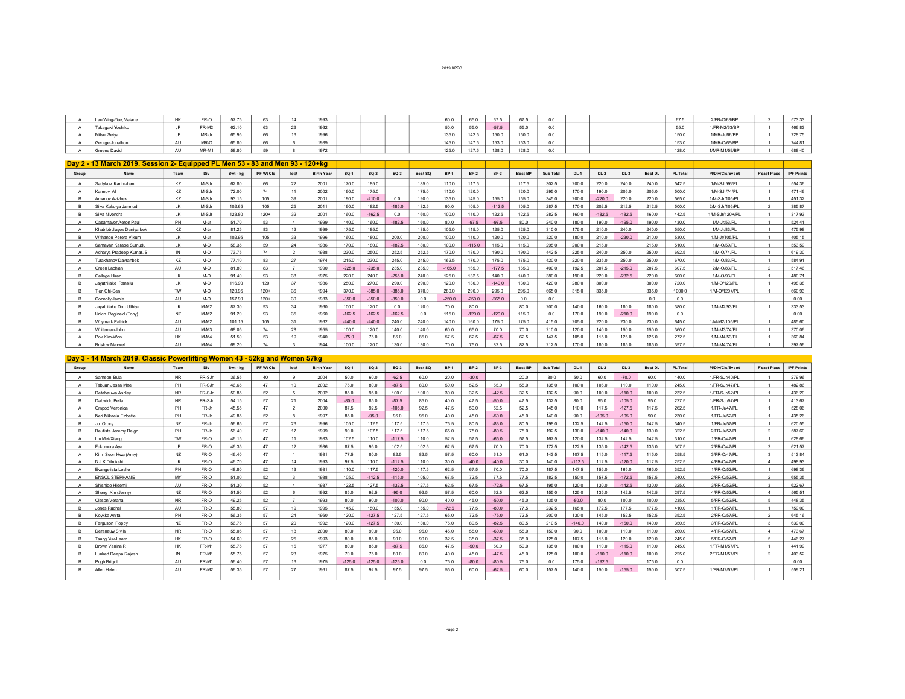| | | | | | | | | | | | | | | | | | | | | | | | | | | | |
|---|---|---|---|---|---|---|---|---|---|---|---|---|---|---|---|---|---|---|---|---|---|---|---|---|---|---|---|
| A | Lau Wing-Yee, Valarie | HK | FR-O | 57.75 | 63 | 14 | 1993 | | | | | 60.0 | 65.0 | 67.5 | 67.5 | 0.0 | | | | | 67.5 | 2/FR-O/63/BP | 2 | 573.33 |
| A | Takagaki Yoshiko | JP | FR-M2 | 62.10 | 63 | 26 | 1962 | | | | | 50.0 | 55.0 | -57.5 | 55.0 | 0.0 | | | | | 55.0 | 1/FR-M2/63/BP | 1 | 466.83 |
| A | Mitsui Seiya | JP | MR-Jr | 65.95 | 66 | 16 | 1996 | | | | | 135.0 | 142.5 | 150.0 | 150.0 | 0.0 | | | | | 150.0 | 1/MR-Jr/66/BP | 1 | 728.75 |
| A | George Jonathon | AU | MR-O | 65.80 | 66 | 6 | 1989 | | | | | 145.0 | 147.5 | 153.0 | 153.0 | 0.0 | | | | | 153.0 | 1/MR-O/66/BP | 1 | 744.81 |
| A | Greene David | AU | MR-M1 | 58.80 | 59 | 8 | 1972 | | | | | 125.0 | 127.5 | 128.0 | 128.0 | 0.0 | | | | | 128.0 | 1/MR-M1/59/BP | 1 | 688.40 |

## Day 2 - 13 March 2019. Session 2- Equipped PL Men 53 - 83 and Men 93 - 120+kg

| Group | Name | Team | Div | Bwt - kg | IPF Wt Cls | lot# | Birth Year | SQ-1 | SQ-2 | SQ-3 | Best SQ | BP-1 | BP-2 | BP-3 | Best BP | Sub Total | DL-1 | DL-2 | DL-3 | Best DL | PL Total | Pl/Div/Cls/Event | F'cast Place | IPF Points |
|---|---|---|---|---|---|---|---|---|---|---|---|---|---|---|---|---|---|---|---|---|---|---|---|---|
| A | Sadykov Karimzhan | KZ | M-SJr | 62.80 | 66 | 22 | 2001 | 170.0 | 185.0 | | 185.0 | 110.0 | 117.5 | | 117.5 | 302.5 | 200.0 | 220.0 | 240.0 | 240.0 | 542.5 | 1/M-SJr/66/PL | 1 | 554.36 |
| A | Kaimov Ali | KZ | M-SJr | 72.00 | 74 | 11 | 2002 | 160.0 | 175.0 | | 175.0 | 110.0 | 120.0 | | 120.0 | 295.0 | 170.0 | 190.0 | 205.0 | 205.0 | 500.0 | 1/M-SJr/74/PL | 1 | 471.46 |
| B | Amanov Azizbek | KZ | M-SJr | 93.15 | 105 | 39 | 2001 | 190.0 | -210.0 | 0.0 | 190.0 | 135.0 | 145.0 | 155.0 | 155.0 | 345.0 | 200.0 | -220.0 | 220.0 | 220.0 | 565.0 | 1/M-SJr/105/PL | 1 | 451.32 |
| B | Silva Kakolya Janmod | LK | M-SJr | 102.65 | 105 | 25 | 2011 | 160.0 | 182.5 | -185.0 | 182.5 | 90.0 | 105.0 | -112.5 | 105.0 | 287.5 | 170.0 | 202.5 | 212.5 | 212.5 | 500.0 | 2/M-SJr/105/PL | 2 | 385.87 |
| B | Silva Nivendra | LK | M-SJr | 123.80 | 120+ | 32 | 2001 | 160.0 | -162.5 | 0.0 | 160.0 | 100.0 | 110.0 | 122.5 | 122.5 | 282.5 | 160.0 | -182.5 | -182.5 | 160.0 | 442.5 | 1/M-SJr/120+/PL | 1 | 317.93 |
| A | Casamayor Aeron Paul | PH | M-Jr | 51.70 | 53 | 4 | 1999 | 140.0 | 160.0 | -182.5 | 160.0 | 80.0 | -97.5 | -97.5 | 80.0 | 240.0 | 180.0 | 190.0 | -195.0 | 190.0 | 430.0 | 1/M-Jr/53/PL | 1 | 524.41 |
| A | Khabibbullayev Daniyarbek | KZ | M-Jr | 81.25 | 83 | 12 | 1999 | 175.0 | 185.0 | | 185.0 | 105.0 | 115.0 | 125.0 | 125.0 | 310.0 | 175.0 | 210.0 | 240.0 | 240.0 | 550.0 | 1/M-Jr/83/PL | 1 | 475.98 |
| B | Withange Perera Vikum | LK | M-Jr | 102.95 | 105 | 33 | 1996 | 160.0 | 180.0 | 200.0 | 200.0 | 100.0 | 110.0 | 120.0 | 120.0 | 320.0 | 180.0 | 210.0 | -230.0 | 210.0 | 530.0 | 1/M-Jr/105/PL | 1 | 405.15 |
| A | Samayan Karage Sumudu | LK | M-O | 58.35 | 59 | 24 | 1986 | 170.0 | 180.0 | -182.5 | 180.0 | 100.0 | -115.0 | 115.0 | 115.0 | 295.0 | 200.0 | 215.0 | | 215.0 | 510.0 | 1/M-O/59/PL | 1 | 553.59 |
| A | Acharya Pradeep Kumar. S | IN | M-O | 73.75 | 74 | 2 | 1989 | 230.0 | 250.0 | 252.5 | 252.5 | 170.0 | 180.0 | 190.0 | 190.0 | 442.5 | 225.0 | 240.0 | 250.0 | 250.0 | 692.5 | 1/M-O/74/PL | 1 | 619.30 |
| A | Turakhanov Davranbek | KZ | M-O | 77.10 | 83 | 27 | 1974 | 215.0 | 230.0 | 245.0 | 245.0 | 162.5 | 170.0 | 175.0 | 175.0 | 420.0 | 220.0 | 235.0 | 250.0 | 250.0 | 670.0 | 1/M-O/83/PL | 1 | 584.91 |
| A | Green Lachlan | AU | M-O | 81.80 | 83 | 7 | 1990 | -225.0 | -235.0 | 235.0 | 235.0 | -165.0 | 165.0 | -177.5 | 165.0 | 400.0 | 192.5 | 207.5 | -215.0 | 207.5 | 607.5 | 2/M-O/83/PL | 2 | 517.46 |
| B | Gallage Hiran | LK | M-O | 91.40 | 93 | 38 | 1975 | 220.0 | 240.0 | -255.0 | 240.0 | 125.0 | 132.5 | 140.0 | 140.0 | 380.0 | 190.0 | 220.0 | -232.5 | 220.0 | 600.0 | 1/M-O/93/PL | 1 | 480.71 |
| B | Jayathilake Ransilu | LK | M-O | 116.90 | 120 | 37 | 1986 | 250.0 | 270.0 | 290.0 | 290.0 | 120.0 | 130.0 | -140.0 | 130.0 | 420.0 | 280.0 | 300.0 | | 300.0 | 720.0 | 1/M-O/120/PL | 1 | 498.38 |
| B | Tien Chi-Sen | TW | M-O | 120.95 | 120+ | 36 | 1994 | 370.0 | -385.0 | -385.0 | 370.0 | 280.0 | 290.0 | 295.0 | 295.0 | 665.0 | 315.0 | 335.0 | | 335.0 | 1000.0 | 1/M-O/120+/PL | 1 | 660.93 |
| B | Connolly Jamie | AU | M-O | 157.90 | 120+ | 30 | 1983 | -350.0 | -350.0 | -350.0 | 0.0 | -250.0 | -250.0 | -265.0 | 0.0 | 0.0 | | | | 0.0 | 0.0 | | | 0.00 |
| B | Jayathilake Don Utthiya | LK | M-M2 | 87.30 | 93 | 34 | 1960 | 100.0 | 120.0 | 0.0 | 120.0 | 70.0 | 80.0 | | 80.0 | 200.0 | 140.0 | 160.0 | 180.0 | 180.0 | 380.0 | 1/M-M2/93/PL | 1 | 333.53 |
| B | Urlich Reginald (Tony) | NZ | M-M2 | 91.20 | 93 | 35 | 1960 | -162.5 | -162.5 | -162.5 | 0.0 | 115.0 | -120.0 | -120.0 | 115.0 | 0.0 | 170.0 | 190.0 | -210.0 | 190.0 | 0.0 | | | 0.00 |
| B | Whymark Patrick | AU | M-M2 | 101.15 | 105 | 31 | 1962 | -240.0 | -240.0 | 240.0 | 240.0 | 140.0 | 160.0 | 175.0 | 175.0 | 415.0 | 205.0 | 220.0 | 230.0 | 230.0 | 645.0 | 1/M-M2/105/PL | 1 | 485.60 |
| A | Whiteman John | AU | M-M3 | 68.05 | 74 | 28 | 1955 | 100.0 | 120.0 | 140.0 | 140.0 | 60.0 | 65.0 | 70.0 | 70.0 | 210.0 | 120.0 | 140.0 | 150.0 | 150.0 | 360.0 | 1/M-M3/74/PL | 1 | 370.06 |
| A | Pok Kim-Won | HK | M-M4 | 51.50 | 53 | 19 | 1940 | -75.0 | 75.0 | 85.0 | 85.0 | 57.5 | 62.5 | -67.5 | 62.5 | 147.5 | 105.0 | 115.0 | 125.0 | 125.0 | 272.5 | 1/M-M4/53/PL | 1 | 360.84 |
| A | Bristow Maxwell | AU | M-M4 | 69.20 | 74 | 3 | 1944 | 100.0 | 120.0 | 130.0 | 130.0 | 70.0 | 75.0 | 82.5 | 82.5 | 212.5 | 170.0 | 180.0 | 185.0 | 185.0 | 397.5 | 1/M-M4/74/PL | 1 | 397.56 |

## Day 3 - 14 March 2019. Classic Powerlifting Women 43 - 52kg and Women 57kg

| Group | Name | Team | Div | Bwt - kg | IPF Wt Cls | lot# | Birth Year | SQ-1 | SQ-2 | SQ-3 | Best SQ | BP-1 | BP-2 | BP-3 | Best BP | Sub Total | DL-1 | DL-2 | DL-3 | Best DL | PL Total | Pl/Div/Cls/Event | F'cast Place | IPF Points |
|---|---|---|---|---|---|---|---|---|---|---|---|---|---|---|---|---|---|---|---|---|---|---|---|---|
| A | Samson Bula | NR | FR-SJr | 36.55 | 40 | 9 | 2004 | 50.0 | 60.0 | -62.5 | 60.0 | 20.0 | -30.0 | | 20.0 | 80.0 | 50.0 | 60.0 | -70.0 | 60.0 | 140.0 | 1/FR-SJr/40/PL | 1 | 279.96 |
| A | Tabuan Jessa Mae | PH | FR-SJr | 46.65 | 47 | 10 | 2002 | 75.0 | 80.0 | -87.5 | 80.0 | 50.0 | 52.5 | 55.0 | 55.0 | 135.0 | 100.0 | 105.0 | 110.0 | 110.0 | 245.0 | 1/FR-SJr/47/PL | 1 | 482.86 |
| A | Delabauwa Ashley | NR | FR-SJr | 50.85 | 52 | 5 | 2002 | 85.0 | 95.0 | 100.0 | 100.0 | 30.0 | 32.5 | -42.5 | 32.5 | 132.5 | 90.0 | 100.0 | -110.0 | 100.0 | 232.5 | 1/FR-SJr/52/PL | 1 | 436.20 |
| B | Dabwido Bella | NR | FR-SJr | 54.15 | 57 | 21 | 2004 | -80.0 | 85.0 | -87.5 | 85.0 | 40.0 | 47.5 | -50.0 | 47.5 | 132.5 | 80.0 | 95.0 | -105.0 | 95.0 | 227.5 | 1/FR-SJr/57/PL | 1 | 413.67 |
| A | Ompod Veronica | PH | FR-Jr | 45.55 | 47 | 2 | 2000 | 87.5 | 92.5 | -105.0 | 92.5 | 47.5 | 50.0 | 52.5 | 52.5 | 145.0 | 110.0 | 117.5 | -127.5 | 117.5 | 262.5 | 1/FR-Jr/47/PL | 1 | 528.06 |
| A | Neri Mikaela Elzbette | PH | FR-Jr | 49.85 | 52 | 8 | 1997 | 85.0 | -95.0 | 95.0 | 95.0 | 40.0 | 45.0 | -50.0 | 45.0 | 140.0 | 90.0 | -105.0 | -105.0 | 90.0 | 230.0 | 1/FR-Jr/52/PL | 1 | 435.26 |
| B | Jo Orocy | NZ | FR-Jr | 56.65 | 57 | 26 | 1996 | 105.0 | 112.5 | 117.5 | 117.5 | 75.5 | 80.5 | -83.0 | 80.5 | 198.0 | 132.5 | 142.5 | -150.0 | 142.5 | 340.5 | 1/FR-Jr/57/PL | 1 | 620.55 |
| B | Bautista Jeremy Reign | PH | FR-Jr | 56.40 | 57 | 17 | 1999 | 90.0 | 107.5 | 117.5 | 117.5 | 65.0 | 75.0 | -80.5 | 75.0 | 192.5 | 130.0 | -140.0 | -140.0 | 130.0 | 322.5 | 2/FR-Jr/57/PL | 2 | 587.60 |
| A | Liu Mei-Xiang | TW | FR-O | 46.15 | 47 | 11 | 1983 | 102.5 | 110.0 | -117.5 | 110.0 | 52.5 | 57.5 | -65.0 | 57.5 | 167.5 | 120.0 | 132.5 | 142.5 | 142.5 | 310.0 | 1/FR-O/47/PL | 1 | 628.66 |
| A | Fukumura Aya | JP | FR-O | 46.35 | 47 | 12 | 1986 | 87.5 | 95.0 | 102.5 | 102.5 | 62.5 | 67.5 | 70.0 | 70.0 | 172.5 | 122.5 | 135.0 | -142.5 | 135.0 | 307.5 | 2/FR-O/47/PL | 2 | 621.57 |
| A | Kim Seon Hwa (Amy) | NZ | FR-O | 46.40 | 47 | 1 | 1981 | 77.5 | 80.0 | 82.5 | 82.5 | 57.5 | 60.0 | 61.0 | 61.0 | 143.5 | 107.5 | 115.0 | -117.5 | 115.0 | 258.5 | 3/FR-O/47/PL | 3 | 513.84 |
| A | N.J.K Dilrukshi | LK | FR-O | 46.70 | 47 | 14 | 1993 | 97.5 | 110.0 | -112.5 | 110.0 | 30.0 | -40.0 | -40.0 | 30.0 | 140.0 | -112.5 | 112.5 | -120.0 | 112.5 | 252.5 | 4/FR-O/47/PL | 4 | 498.93 |
| A | Evangelista Leslie | PH | FR-O | 48.80 | 52 | 13 | 1981 | 110.0 | 117.5 | -120.0 | 117.5 | 62.5 | 67.5 | 70.0 | 70.0 | 187.5 | 147.5 | 155.0 | 165.0 | 165.0 | 352.5 | 1/FR-O/52/PL | 1 | 698.36 |
| A | ENSOL STEPHANIE | MY | FR-O | 51.00 | 52 | 3 | 1988 | 105.0 | -112.5 | -115.0 | 105.0 | 67.5 | 72.5 | 77.5 | 77.5 | 182.5 | 150.0 | 157.5 | -172.5 | 157.5 | 340.0 | 2/FR-O/52/PL | 2 | 655.35 |
| A | Shishido Hidemi | AU | FR-O | 51.30 | 52 | 4 | 1987 | 122.5 | 127.5 | -132.5 | 127.5 | 62.5 | 67.5 | -72.5 | 67.5 | 195.0 | 120.0 | 130.0 | -142.5 | 130.0 | 325.0 | 3/FR-O/52/PL | 3 | 622.67 |
| A | Sheng Xin (Jenny) | NZ | FR-O | 51.50 | 52 | 6 | 1992 | 85.0 | 92.5 | -95.0 | 92.5 | 57.5 | 60.0 | 62.5 | 62.5 | 155.0 | 125.0 | 135.0 | 142.5 | 142.5 | 297.5 | 4/FR-O/52/PL | 4 | 565.51 |
| A | Olsson Verana | NR | FR-O | 49.25 | 52 | 7 | 1993 | 80.0 | 90.0 | -100.0 | 90.0 | 40.0 | 45.0 | -50.0 | 45.0 | 135.0 | -80.0 | 80.0 | 100.0 | 100.0 | 235.0 | 5/FR-O/52/PL | 5 | 448.35 |
| B | Jones Rachel | AU | FR-O | 55.80 | 57 | 19 | 1995 | 145.0 | 150.0 | 155.0 | 155.0 | -72.5 | 77.5 | -80.0 | 77.5 | 232.5 | 165.0 | 172.5 | 177.5 | 177.5 | 410.0 | 1/FR-O/57/PL | 1 | 759.00 |
| B | Koykka Anita | PH | FR-O | 56.35 | 57 | 24 | 1960 | 120.0 | -127.5 | 127.5 | 127.5 | 65.0 | 72.5 | -75.0 | 72.5 | 200.0 | 130.0 | 145.0 | 152.5 | 152.5 | 352.5 | 2/FR-O/57/PL | 2 | 645.16 |
| B | Ferguson Poppy | NZ | FR-O | 56.75 | 57 | 20 | 1992 | 120.0 | -127.5 | 130.0 | 130.0 | 75.0 | 80.5 | -82.5 | 80.5 | 210.5 | -140.0 | 140.0 | -150.0 | 140.0 | 350.5 | 3/FR-O/57/PL | 3 | 639.00 |
| B | Deranauw Sivila | NR | FR-O | 55.05 | 57 | 18 | 2000 | 80.0 | 90.0 | 95.0 | 95.0 | 45.0 | 55.0 | -60.0 | 55.0 | 150.0 | 90.0 | 100.0 | 110.0 | 110.0 | 260.0 | 4/FR-O/57/PL | 4 | 473.67 |
| B | Tsang Yuk-Laam | HK | FR-O | 54.60 | 57 | 25 | 1993 | 80.0 | 85.0 | 90.0 | 90.0 | 32.5 | 35.0 | -37.5 | 35.0 | 125.0 | 107.5 | 115.0 | 120.0 | 120.0 | 245.0 | 5/FR-O/57/PL | 5 | 446.27 |
| B | Brown Vanina R | HK | FR-M1 | 55.75 | 57 | 15 | 1977 | 80.0 | 85.0 | -87.5 | 85.0 | 47.5 | -50.0 | 50.0 | 50.0 | 135.0 | 100.0 | 110.0 | -115.0 | 110.0 | 245.0 | 1/FR-M1/57/PL | 1 | 441.99 |
| B | Lunkad Deepa Rajesh | IN | FR-M1 | 55.75 | 57 | 23 | 1975 | 70.0 | 75.0 | 80.0 | 80.0 | 40.0 | 45.0 | -47.5 | 45.0 | 125.0 | 100.0 | -110.0 | -110.0 | 100.0 | 225.0 | 2/FR-M1/57/PL | 2 | 403.52 |
| B | Pugh Brigot | AU | FR-M1 | 56.40 | 57 | 16 | 1975 | -125.0 | -125.0 | -125.0 | 0.0 | 75.0 | -80.0 | -80.5 | 75.0 | 0.0 | 175.0 | -192.5 | | 175.0 | 0.0 | | | 0.00 |
| B | Allen Helen | AU | FR-M2 | 56.35 | 57 | 27 | 1961 | 87.5 | 92.5 | 97.5 | 97.5 | 55.0 | 60.0 | -62.5 | 60.0 | 157.5 | 140.0 | 150.0 | -155.0 | 150.0 | 307.5 | 1/FR-M2/57/PL | 1 | 559.21 |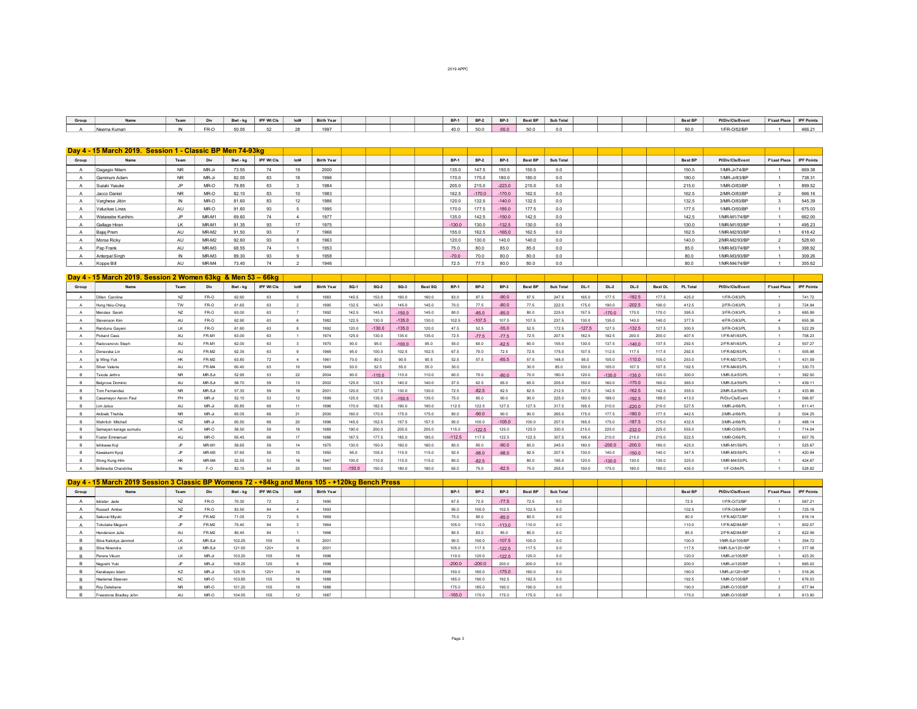2019 APPC

| Group | Name | Team | Div | Bwt - kg | IPF Wt Cls | lot# | Birth Year | | | | BP-1 | BP-2 | BP-3 | Best BP | Sub Total | | | | Best BP | Pl/Div/Cls/Event | F'cast Place | IPF Points |
|---|---|---|---|---|---|---|---|---|---|---|---|---|---|---|---|---|---|---|---|---|---|---|
| A | Neema Kumari | IN | FR-O | 50.05 | 52 | 28 | 1997 | | | | 40.0 | 50.0 | -55.0 | 50.0 | 0.0 | | | | 50.0 | 1/FR-O/52/BP | 1 | 466.21 |

## Day 4 - 15 March 2019. Session 1 - Classic BP Men 74-93kg

| Group | Name | Team | Div | Bwt - kg | IPF Wt Cls | lot# | Birth Year | | | | BP-1 | BP-2 | BP-3 | Best BP | Sub Total | | | | Best BP | Pl/Div/Cls/Event | F'cast Place | IPF Points |
|---|---|---|---|---|---|---|---|---|---|---|---|---|---|---|---|---|---|---|---|---|---|---|
| A | Dagagio Nitam | NR | MR-Jr | 73.55 | 74 | 19 | 2000 | | | | 135.0 | 147.5 | 150.5 | 150.5 | 0.0 | | | | 150.5 | 1/MR-Jr/74/BP | 1 | 669.38 |
| A | Gaminum Adam | NR | MR-Jr | 82.05 | 83 | 18 | 1996 | | | | 170.0 | 175.0 | 180.0 | 180.0 | 0.0 | | | | 180.0 | 1/MR-Jr/83/BP | 1 | 738.31 |
| A | Suzuki Yusuke | JP | MR-O | 79.85 | 83 | 3 | 1984 | | | | 205.0 | 215.0 | -223.0 | 215.0 | 0.0 | | | | 215.0 | 1/MR-O/83/BP | 1 | 899.52 |
| A | Jacco Daniel | NR | MR-O | 82.10 | 83 | 10 | 1983 | | | | 162.5 | -170.0 | -170.0 | 162.5 | 0.0 | | | | 162.5 | 2/MR-O/83/BP | 2 | 666.16 |
| A | Varghese Jibin | IN | MR-O | 81.60 | 83 | 12 | 1986 | | | | 120.0 | 132.5 | -140.0 | 132.5 | 0.0 | | | | 132.5 | 3/MR-O/83/BP | 3 | 545.39 |
| A | Valuckas Linas | AU | MR-O | 91.60 | 93 | 5 | 1995 | | | | 170.0 | 177.5 | -185.0 | 177.5 | 0.0 | | | | 177.5 | 1/MR-O/93/BP | 1 | 675.03 |
| A | Watanabe Kunihiro | JP | MR-M1 | 69.60 | 74 | 4 | 1977 | | | | 135.0 | 142.5 | -150.0 | 142.5 | 0.0 | | | | 142.5 | 1/MR-M1/74/BP | 1 | 662.00 |
| A | Gallage Hiran | LK | MR-M1 | 91.35 | 93 | 17 | 1975 | | | | -130.0 | 130.0 | -132.5 | 130.0 | 0.0 | | | | 130.0 | 1/MR-M1/93/BP | 1 | 495.23 |
| A | Bajaj Prem | AU | MR-M2 | 91.50 | 93 | 7 | 1966 | | | | 155.0 | 162.5 | -165.0 | 162.5 | 0.0 | | | | 162.5 | 1/MR-M2/93/BP | 1 | 618.42 |
| A | Morse Ricky | AU | MR-M2 | 92.60 | 93 | 8 | 1963 | | | | 120.0 | 130.0 | 140.0 | 140.0 | 0.0 | | | | 140.0 | 2/MR-M2/93/BP | 2 | 528.60 |
| A | Pap Frank | AU | MR-M3 | 68.55 | 74 | 1 | 1953 | | | | 75.0 | 80.0 | 85.0 | 85.0 | 0.0 | | | | 85.0 | 1/MR-M3/74/BP | 1 | 398.92 |
| A | Anterpal Singh | IN | MR-M3 | 89.30 | 93 | 9 | 1958 | | | | -70.0 | 70.0 | 80.0 | 80.0 | 0.0 | | | | 80.0 | 1/MR-M3/93/BP | 1 | 309.26 |
| A | Koppe Bill | AU | MR-M4 | 73.40 | 74 | 2 | 1946 | | | | 72.5 | 77.5 | 80.0 | 80.0 | 0.0 | | | | 80.0 | 1/MR-M4/74/BP | 1 | 355.62 |

## Day 4 - 15 March 2019. Session 2 Women 63kg & Men 53 – 66kg

| Group | Name | Team | Div | Bwt - kg | IPF Wt Cls | lot# | Birth Year | SQ-1 | SQ-2 | SQ-3 | Best SQ | BP-1 | BP-2 | BP-3 | Best BP | Sub Total | DL-1 | DL-2 | DL-3 | Best DL | PL Total | Pl/Div/Cls/Event | F'cast Place | IPF Points |
|---|---|---|---|---|---|---|---|---|---|---|---|---|---|---|---|---|---|---|---|---|---|---|---|---|
| A | Dillen Carolina | NZ | FR-O | 62.60 | 63 | 5 | 1983 | 145.5 | 153.0 | 160.0 | 160.0 | 83.0 | 87.5 | -90.0 | 87.5 | 247.5 | 165.0 | 177.5 | -182.5 | 177.5 | 425.0 | 1/FR-O/63/PL | 1 | 741.72 |
| A | Hung Hsiu-Ching | TW | FR-O | 61.65 | 63 | 2 | 1995 | 132.5 | 140.0 | 145.0 | 145.0 | 70.0 | 77.5 | -80.0 | 77.5 | 222.5 | 175.0 | 190.0 | -202.5 | 190.0 | 412.5 | 2/FR-O/63/PL | 2 | 724.94 |
| A | Menzies Sarah | NZ | FR-O | 63.00 | 63 | 7 | 1992 | 142.5 | 145.0 | -150.0 | 145.0 | 80.0 | -85.0 | -85.0 | 80.0 | 225.0 | 157.5 | -170.0 | 170.0 | 170.0 | 395.0 | 3/FR-O/63/PL | 3 | 685.99 |
| A | Stevenson Kim | AU | FR-O | 62.90 | 63 | 6 | 1982 | 122.5 | 130.0 | -135.0 | 130.0 | 102.5 | -107.5 | 107.5 | 107.5 | 237.5 | 130.0 | 135.0 | 140.0 | 140.0 | 377.5 | 4/FR-O/63/PL | 4 | 655.36 |
| A | Randunu Gayani | LK | FR-O | 61.60 | 63 | 8 | 1992 | 120.0 | -130.0 | -135.0 | 120.0 | 47.5 | 52.5 | -55.0 | 52.5 | 172.5 | -127.5 | 127.5 | -132.5 | 127.5 | 300.0 | 5/FR-O/63/PL | 5 | 522.29 |
| A | Pickard Cass | AU | FR-M1 | 63.00 | 63 | 1 | 1974 | 125.0 | 130.0 | 135.0 | 135.0 | 72.5 | -77.5 | -77.5 | 72.5 | 207.5 | 182.5 | 192.5 | 200.0 | 200.0 | 407.5 | 1/FR-M1/63/PL | 1 | 708.23 |
| A | Radovanovic Steph | AU | FR-M1 | 62.00 | 63 | 3 | 1970 | 90.0 | 95.0 | -100.0 | 95.0 | 55.0 | 60.0 | -62.5 | 60.0 | 155.0 | 130.0 | 137.5 | -140.0 | 137.5 | 292.5 | 2/FR-M1/63/PL | 2 | 507.27 |
| A | Donevska Lin | AU | FR-M2 | 62.35 | 63 | 9 | 1969 | 95.0 | 100.0 | 102.5 | 102.5 | 67.5 | 70.0 | 72.5 | 72.5 | 175.0 | 107.5 | 112.5 | 117.5 | 117.5 | 292.5 | 1/FR-M2/63/PL | 1 | 505.98 |
| A | Ip Wing-Yuk | HK | FR-M2 | 63.80 | 72 | 4 | 1961 | 70.0 | 80.0 | 90.5 | 90.5 | 52.5 | 57.5 | -65.5 | 57.5 | 148.0 | 95.0 | 105.0 | -110.0 | 105.0 | 253.0 | 1/FR-M2/72/PL | 1 | 431.09 |
| A | Silver Valerie | AU | FR-M4 | 60.40 | 63 | 10 | 1949 | 50.0 | 52.5 | 55.0 | 55.0 | 30.0 | | | 30.0 | 85.0 | 100.0 | 105.0 | 107.5 | 107.5 | 192.5 | 1/FR-M4/63/PL | 1 | 330.73 |
| B | Tsiode Jethro | NR | MR-SJr | 52.95 | 53 | 22 | 2004 | 90.0 | -110.0 | 110.0 | 110.0 | 60.0 | 70.0 | -80.0 | 70.0 | 180.0 | 120.0 | -135.0 | -135.0 | 120.0 | 300.0 | 1/MR-SJr/53/PL | 1 | 382.50 |
| B | Belgrove Dominic | AU | MR-SJr | 58.70 | 59 | 13 | 2002 | 125.0 | 132.5 | 140.0 | 140.0 | 57.5 | 62.5 | 65.0 | 65.0 | 205.0 | 150.0 | 160.0 | -170.0 | 160.0 | 365.0 | 1/MR-SJr/59/PL | 1 | 439.11 |
| B | Tom Fernandez | NR | MR-SJr | 57.35 | 59 | 19 | 2001 | 120.0 | 127.5 | 130.0 | 130.0 | 72.5 | -82.5 | 82.5 | 82.5 | 212.5 | 137.5 | 142.5 | -162.5 | 142.5 | 355.0 | 2/MR-SJr/59/PL | 2 | 433.96 |
| B | Casamayor Aeron Paul | PH | MR-Jr | 52.15 | 53 | 12 | 1999 | 125.0 | 135.0 | -150.5 | 135.0 | 75.0 | 85.0 | 90.0 | 90.0 | 225.0 | 180.0 | 188.0 | -192.5 | 188.0 | 413.0 | Pl/Div/Cls/Event | 1 | 566.87 |
| B | Lim Julius | AU | MR-Jr | 65.85 | 66 | 11 | 1996 | 170.0 | 182.5 | 190.0 | 190.0 | 112.5 | 122.5 | 127.5 | 127.5 | 317.5 | 195.0 | 210.0 | -220.0 | 210.0 | 527.5 | 1/MR-Jr/66/PL | 1 | 611.41 |
| B | Akibwib Thehila | NR | MR-Jr | 65.05 | 66 | 21 | 2000 | 160.0 | 170.0 | 175.0 | 175.0 | 80.0 | -90.0 | 90.0 | 90.0 | 265.0 | 175.0 | 177.5 | -180.0 | 177.5 | 442.5 | 2/MR-Jr/66/PL | 2 | 504.25 |
| B | Wahrlich Mitchell | NZ | MR-Jr | 65.50 | 66 | 20 | 1996 | 145.0 | 152.5 | 157.5 | 157.5 | 95.0 | 100.0 | -105.0 | 100.0 | 257.5 | 165.0 | 175.0 | -187.5 | 175.0 | 432.5 | 3/MR-Jr/66/PL | 3 | 488.14 |
| B | Samayan karage sumudu | LK | MR-O | 58.50 | 59 | 18 | 1989 | 190.0 | 200.0 | 205.0 | 205.0 | 115.0 | -122.5 | 125.0 | 125.0 | 330.0 | 215.0 | 225.0 | -232.0 | 225.0 | 555.0 | 1/MR-O/59/PL | 1 | 714.04 |
| B | Foster Emmanuel | AU | MR-O | 65.45 | 66 | 17 | 1986 | 167.5 | 177.5 | 185.0 | 185.0 | -112.5 | 117.5 | 122.5 | 122.5 | 307.5 | 195.0 | 210.0 | 215.0 | 215.0 | 522.5 | 1/MR-O/66/PL | 1 | 607.76 |
| B | Ishikawa Koji | JP | MR-M1 | 58.65 | 59 | 14 | 1975 | 130.0 | 150.0 | 160.0 | 160.0 | 80.0 | 85.0 | -90.0 | 85.0 | 245.0 | 180.0 | -200.0 | -200.0 | 180.0 | 425.0 | 1/MR-M1/59/PL | 1 | 525.67 |
| B | Kawakami Kyoji | JP | MR-M3 | 57.65 | 59 | 15 | 1950 | 95.0 | 105.0 | 115.0 | 115.0 | 92.5 | -98.0 | -98.0 | 92.5 | 207.5 | 130.0 | 140.0 | -150.0 | 140.0 | 347.5 | 1/MR-M3/59/PL | 1 | 420.94 |
| B | Wong Kung-Him | HK | MR-M4 | 52.55 | 53 | 16 | 1947 | 100.0 | 110.0 | 115.0 | 115.0 | 80.0 | -82.5 | | 80.0 | 195.0 | 120.0 | -130.0 | 130.0 | 130.0 | 325.0 | 1/MR-M4/53/PL | 1 | 424.67 |
| A | Bollinedia Chandrika | IN | F-O | 82.15 | 84 | 25 | 1993 | -150.0 | 150.0 | 180.0 | 180.0 | 65.0 | 75.0 | -82.5 | 75.0 | 255.0 | 150.0 | 175.0 | 180.0 | 180.0 | 435.0 | 1/F-O/84/PL | 1 | 528.82 |

## Day 4 - 15 March 2019 Session 3 Classic BP Womens 72 - +84kg and Mens 105 - +120kg Bench Press

| Group | Name | Team | Div | Bwt - kg | IPF Wt Cls | lot# | Birth Year | | | | BP-1 | BP-2 | BP-3 | Best BP | Sub Total | | | | Best BP | Pl/Div/Cls/Event | F'cast Place | IPF Points |
|---|---|---|---|---|---|---|---|---|---|---|---|---|---|---|---|---|---|---|---|---|---|---|
| A | Isbister Jade | NZ | FR-O | 70.30 | 72 | 2 | 1995 | | | | 67.5 | 72.5 | -77.5 | 72.5 | 0.0 | | | | 72.5 | 1/FR-O/72/BP | 1 | 567.21 |
| A | Russell Amber | NZ | FR-O | 83.50 | 84 | 4 | 1993 | | | | 95.0 | 100.0 | 102.5 | 102.5 | 0.0 | | | | 102.5 | 1/FR-O/84/BP | 1 | 725.18 |
| A | Sakurai Miyuki | JP | FR-M2 | 71.05 | 72 | 5 | 1969 | | | | 75.0 | 80.0 | -85.0 | 80.0 | 0.0 | | | | 80.0 | 1/FR-M2/72/BP | 1 | 616.14 |
| A | Tokutake Megumi | JP | FR-M2 | 75.40 | 84 | 3 | 1964 | | | | 105.0 | 110.0 | -113.0 | 110.0 | 0.0 | | | | 110.0 | 1/FR-M2/84/BP | 1 | 802.07 |
| A | Henderson Julie | AU | FR-M2 | 80.45 | 84 | 1 | 1966 | | | | 80.5 | 83.0 | 85.0 | 85.0 | 0.0 | | | | 85.0 | 2/FR-M2/84/BP | 2 | 622.06 |
| B | Silva Kakolya Janmod | LK | MR-SJr | 102.25 | 105 | 15 | 2001 | | | | 90.0 | 100.0 | -107.5 | 100.0 | 0.0 | | | | 100.0 | 1/MR-SJr/105/BP | 1 | 354.72 |
| B | Silva Nivendra | LK | MR-SJr | 121.50 | 120+ | 9 | 2001 | | | | 105.0 | 117.5 | -122.5 | 117.5 | 0.0 | | | | 117.5 | 1/MR-SJr/120+/BP | 1 | 377.08 |
| B | Perera Vikum | LK | MR-Jr | 103.20 | 105 | 18 | 1996 | | | | 110.0 | 120.0 | -122.5 | 120.0 | 0.0 | | | | 120.0 | 1/MR-Jr/105/BP | 1 | 423.20 |
| B | Negoshi Yuki | JP | MR-Jr | 108.25 | 120 | 8 | 1998 | | | | -200.0 | -200.0 | 200.0 | 200.0 | 0.0 | | | | 200.0 | 1/MR-Jr/120/BP | 1 | 685.02 |
| B | Karabayev Islam | KZ | MR-Jr | 120.15 | 120+ | 14 | 1998 | | | | 150.0 | 160.0 | -175.0 | 160.0 | 0.0 | | | | 160.0 | 1/MR-Jr/120+/BP | 1 | 516.26 |
| B | Haelemai Steeven | NC | MR-O | 103.85 | 105 | 16 | 1988 | | | | 185.0 | 190.0 | 192.5 | 192.5 | 0.0 | | | | 192.5 | 1/MR-O/105/BP | 1 | 676.03 |
| B | Roy Detebene | NR | MR-O | 101.20 | 105 | 19 | 1986 | | | | 175.0 | 185.0 | 190.0 | 190.0 | 0.0 | | | | 190.0 | 2/MR-O/105/BP | 2 | 677.94 |
| B | Freestone Bradley John | AU | MR-O | 104.05 | 105 | 12 | 1987 | | | | -165.0 | 170.0 | 175.0 | 175.0 | 0.0 | | | | 175.0 | 3/MR-O/105/BP | 3 | 613.90 |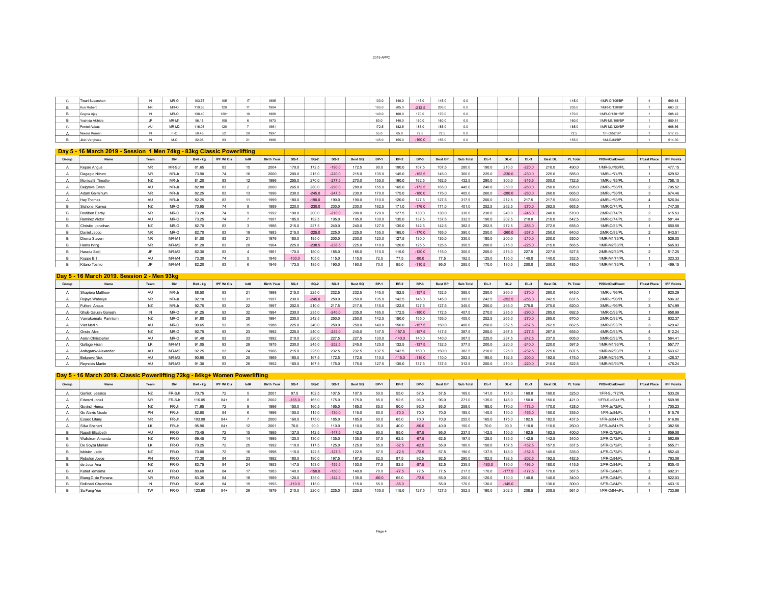| Group | Name | Team | Div | Bwt - kg | IPF Wt Cls | lot# | Birth Year | SQ-1 | SQ-2 | SQ-3 | Best SQ | BP-1 | BP-2 | BP-3 | Best BP | Sub Total | DL-1 | DL-2 | DL-3 | Best DL | PL Total | Pl/Div/Cls/Event | F'cast Place | IPF Points |
|---|---|---|---|---|---|---|---|---|---|---|---|---|---|---|---|---|---|---|---|---|---|---|---|---|
| B | Tiwari Sudarshan | IN | MR-O | 103.75 | 105 | 17 | 1995 | | | | | 130.0 | 140.0 | 145.0 | 145.0 | 0.0 | | | | | 145.0 | 4/MR-O/105/BP | 4 | 509.63 |
| B | Kun Robert | NR | MR-O | 119.55 | 120 | 11 | 1984 | | | | | 185.0 | 205.0 | -212.5 | 205.0 | 0.0 | | | | | 205.0 | 1/MR-O/120/BP | 1 | 663.02 |
| B | Gogna Ajay | IN | MR-O | 138.40 | 120+ | 10 | 1988 | | | | | 140.0 | 160.0 | 170.0 | 170.0 | 0.0 | | | | | 170.0 | 1/MR-O/120+/BP | 1 | 508.42 |
| B | Yoshida Akihide | JP | MR-M1 | 96.15 | 105 | 6 | 1973 | | | | | 80.0 | 140.0 | 160.0 | 160.0 | 0.0 | | | | | 160.0 | 1/MR-M1/105/BP | 1 | 589.61 |
| B | Pordel Abbas | AU | MR-M2 | 116.05 | 120 | 7 | 1961 | | | | | 172.5 | 182.5 | 185.0 | 185.0 | 0.0 | | | | | 185.0 | 1/MR-M2/120/BP | 1 | 608.56 |
| A | Neema Kumari | IN | F-O | 50.45 | 52 | 20 | 1997 | | | | | 55.0 | 65.0 | 72.5 | 72.5 | 0.0 | | | | | 72.5 | 1/F-O/52/BP | 1 | 517.75 |
| B | Jibin Varghese | IN | M-O | 82.05 | 83 | 21 | 1986 | | | | | 145.0 | 155.0 | -160.0 | 155.0 | 0.0 | | | | | 155.0 | 1/M-O/83/BP | 1 | 514.30 |

## Day 5 - 16 March 2019 - Session 1 Men 74kg - 83kg Classic Powerlifting

| Group | Name | Team | Div | Bwt - kg | IPF Wt Cls | lot# | Birth Year | SQ-1 | SQ-2 | SQ-3 | Best SQ | BP-1 | BP-2 | BP-3 | Best BP | Sub Total | DL-1 | DL-2 | DL-3 | Best DL | PL Total | Pl/Div/Cls/Event | F'cast Place | IPF Points |
|---|---|---|---|---|---|---|---|---|---|---|---|---|---|---|---|---|---|---|---|---|---|---|---|---|
| A | Kepae Angus | NR | MR-SJr | 81.65 | 83 | 15 | 2004 | 170.0 | 172.5 | -190.0 | 172.5 | 90.0 | 100.0 | 107.5 | 107.5 | 280.0 | 190.0 | 210.0 | -220.0 | 210.0 | 490.0 | 1/MR-SJr/83/PL | 1 | 477.15 |
| A | Dagagio Nitrum | NR | MR-Jr | 73.90 | 74 | 16 | 2000 | 200.0 | 215.0 | -220.0 | 215.0 | 135.0 | 145.0 | -152.5 | 145.0 | 360.0 | 225.0 | -230.0 | -230.0 | 225.0 | 585.0 | 1/MR-Jr/74/PL | 1 | 629.52 |
| A | Monigatti Timothy | NZ | MR-Jr | 81.20 | 83 | 12 | 1996 | 255.0 | 270.0 | -277.5 | 270.0 | 155.0 | 160.0 | 162.5 | 162.5 | 432.5 | 290.0 | 300.0 | -316.5 | 300.0 | 732.5 | 1/MR-Jr/83/PL | 1 | 758.10 |
| A | Belgrove Ewan | AU | MR-Jr | 82.80 | 83 | 2 | 2000 | 265.0 | 280.0 | -290.0 | 280.0 | 155.0 | 165.0 | -172.5 | 165.0 | 445.0 | 240.0 | 250.0 | -260.0 | 250.0 | 695.0 | 2/MR-Jr/83/PL | 2 | 705.52 |
| A | Adam Gaiminum | NR | MR-Jr | 82.25 | 83 | 13 | 1996 | 230.0 | -245.0 | -247.5 | 230.0 | 170.0 | 175.0 | -180.0 | 175.0 | 405.0 | 260.0 | -280.0 | -280.0 | 260.0 | 665.0 | 3/MR-Jr/83/PL | 3 | 674.46 |
| A | Hay Thomas | AU | MR-Jr | 82.25 | 83 | 11 | 1999 | 180.0 | -190.0 | 190.0 | 190.0 | 110.0 | 120.0 | 127.5 | 127.5 | 317.5 | 200.0 | 212.5 | 217.5 | 217.5 | 535.0 | 4/MR-Jr/83/PL | 4 | 526.04 |
| B | Sichone Kawwa | NZ | MR-O | 70.95 | 74 | 8 | 1989 | 220.0 | -230.0 | 230.0 | 230.0 | 162.5 | 171.0 | -176.0 | 171.0 | 401.0 | 252.5 | 262.5 | -270.0 | 262.5 | 663.5 | 1/MR-O/74/PL | 1 | 747.38 |
| B | Rodiben Derby | NR | MR-O | 73.20 | 74 | 9 | 1992 | 190.0 | 200.0 | -210.0 | 200.0 | 120.0 | 127.5 | 130.0 | 130.0 | 330.0 | 230.0 | 240.0 | -245.0 | 240.0 | 570.0 | 2/MR-O/74/PL | 2 | 615.53 |
| B | Ramirez Victor | AU | MR-O | 73.25 | 74 | 7 | 1991 | 185.0 | 192.5 | 195.0 | 195.0 | 130.0 | 135.0 | 137.5 | 137.5 | 332.5 | 190.0 | 202.5 | 210.0 | 210.0 | 542.5 | 3/MR-O/74/PL | 3 | 581.44 |
| B | Christie Jonathan | NZ | MR-O | 82.70 | 83 | 3 | 1986 | 215.0 | 227.5 | 240.0 | 240.0 | 127.5 | 135.0 | 142.5 | 142.5 | 382.5 | 252.5 | 272.5 | -285.0 | 272.5 | 655.0 | 1/MR-O/83/PL | 1 | 660.58 |
| B | Daniel Jacco | NR | MR-O | 82.70 | 83 | 19 | 1983 | 215.0 | -225.0 | 225.0 | 225.0 | 155.0 | 165.0 | -170.0 | 165.0 | 390.0 | 250.0 | -260.0 | -267.5 | 250.0 | 640.0 | 2/MR-O/83/PL | 2 | 643.51 |
| B | Dioma Steven | NR | MR-M1 | 81.00 | 83 | 21 | 1976 | 180.0 | 195.0 | 200.0 | 200.0 | 120.0 | 127.5 | 130.0 | 130.0 | 330.0 | 180.0 | 200.0 | -210.0 | 200.0 | 530.0 | 1/MR-M1/83/PL | 1 | 526.00 |
| B | Harris Irving | NR | MR-M2 | 81.20 | 83 | 20 | 1964 | 225.0 | -238.5 | -238.5 | 225.0 | 110.0 | 120.0 | 125.5 | 125.5 | 350.5 | 200.0 | 215.0 | -225.0 | 215.0 | 565.5 | 1/MR-M2/83/PL | 1 | 565.93 |
| B | Harada Seiji | JP | MR-M2 | 82.30 | 83 | 4 | 1961 | 170.0 | 180.0 | 185.0 | 185.0 | 110.0 | 115.0 | -120.0 | 115.0 | 300.0 | 205.0 | 215.0 | 227.5 | 227.5 | 527.5 | 2/MR-M2/83/PL | 2 | 517.25 |
| B | Koppe Bill | AU | MR-M4 | 73.30 | 74 | 5 | 1946 | -100.0 | 105.0 | 115.0 | 115.0 | 72.5 | 77.5 | -80.0 | 77.5 | 192.5 | 125.0 | 135.0 | 140.0 | 140.0 | 332.5 | 1/MR-M4/74/PL | 1 | 323.33 |
| B | Kitano Toshio | JP | MR-M4 | 82.20 | 83 | 6 | 1946 | 173.5 | 185.0 | 190.0 | 190.0 | 70.0 | 95.0 | -110.5 | 95.0 | 285.0 | 170.0 | 180.5 | 200.0 | 200.0 | 485.0 | 1/MR-M4/83/PL | 1 | 469.15 |

## Day 5 - 16 March 2019. Session 2 - Men 93kg

| Group | Name | Team | Div | Bwt - kg | IPF Wt Cls | lot# | Birth Year | SQ-1 | SQ-2 | SQ-3 | Best SQ | BP-1 | BP-2 | BP-3 | Best BP | Sub Total | DL-1 | DL-2 | DL-3 | Best DL | PL Total | Pl/Div/Cls/Event | F'cast Place | IPF Points |
|---|---|---|---|---|---|---|---|---|---|---|---|---|---|---|---|---|---|---|---|---|---|---|---|---|
| A | Shapiera Matthew | AU | MR-Jr | 88.50 | 93 | 21 | 1998 | 215.0 | 225.0 | 232.5 | 232.5 | 145.0 | 152.5 | -157.5 | 152.5 | 385.0 | 250.0 | 260.0 | -270.0 | 260.0 | 645.0 | 1/MR-Jr/93/PL | 1 | 620.29 |
| A | Rojaye Wabeiya | NR | MR-Jr | 92.10 | 93 | 31 | 1997 | 230.0 | -245.0 | 250.0 | 250.0 | 135.0 | 142.5 | 145.0 | 145.0 | 395.0 | 242.5 | -252.5 | -255.0 | 242.5 | 637.5 | 2/MR-Jr/93/PL | 2 | 596.32 |
| A | Fulford Angus | NZ | MR-Jr | 92.75 | 93 | 22 | 1997 | 202.5 | 210.0 | 217.5 | 217.5 | 115.0 | 122.5 | 127.5 | 127.5 | 345.0 | 250.0 | 265.0 | 275.0 | 275.0 | 620.0 | 3/MR-Jr/93/PL | 3 | 574.99 |
| A | Ghule Gaurav Ganesh | IN | MR-O | 91.25 | 93 | 32 | 1994 | 230.0 | 235.0 | -240.0 | 235.0 | 165.0 | 172.5 | -180.0 | 172.5 | 407.5 | 270.0 | 285.0 | -290.0 | 285.0 | 692.5 | 1/MR-O/93/PL | 1 | 658.99 |
| A | Varnakomala Parintorn | NZ | MR-O | 91.80 | 93 | 28 | 1994 | 230.0 | 242.5 | 250.0 | 250.0 | 142.5 | 150.0 | 155.0 | 155.0 | 405.0 | 252.5 | 265.0 | -270.0 | 265.0 | 670.0 | 2/MR-O/93/PL | 2 | 632.37 |
| A | Viet Merlin | AU | MR-O | 90.65 | 93 | 35 | 1988 | 225.0 | 240.0 | 250.0 | 250.0 | 140.0 | 150.0 | -157.5 | 150.0 | 400.0 | 250.0 | 262.5 | -267.5 | 262.5 | 662.5 | 3/MR-O/93/PL | 3 | 629.47 |
| A | Orwin Alex | NZ | MR-O | 92.75 | 93 | 23 | 1992 | 225.0 | 240.0 | -245.0 | 240.0 | 147.5 | -157.5 | -157.5 | 147.5 | 387.5 | 255.0 | 267.5 | -277.5 | 267.5 | 655.0 | 4/MR-O/93/PL | 4 | 612.24 |
| A | Aslan Christopher | AU | MR-O | 91.40 | 93 | 33 | 1992 | 210.0 | 220.0 | 227.5 | 227.5 | 130.0 | -140.0 | 140.0 | 140.0 | 367.5 | 225.0 | 237.5 | -242.5 | 237.5 | 605.0 | 5/MR-O/93/PL | 5 | 564.41 |
| A | Gallage Hiran | LK | MR-M1 | 91.05 | 93 | 29 | 1975 | 230.0 | 245.0 | -252.5 | 245.0 | 125.0 | 132.5 | -137.5 | 132.5 | 377.5 | 200.0 | 220.0 | -240.0 | 220.0 | 597.5 | 1/MR-M1/93/PL | 1 | 557.77 |
| A | Asfaganov Alexander | AU | MR-M2 | 92.25 | 93 | 24 | 1966 | 215.0 | 225.0 | 232.5 | 232.5 | 137.5 | 142.5 | 150.0 | 150.0 | 382.5 | 210.0 | 225.0 | -232.5 | 225.0 | 607.5 | 1/MR-M2/93/PL | 1 | 563.67 |
| A | Belgrove Nick | AU | MR-M2 | 90.95 | 93 | 25 | 1969 | 160.0 | 167.5 | 172.5 | 172.5 | 110.0 | -115.0 | -115.0 | 110.0 | 282.5 | 185.0 | 192.5 | -200.0 | 192.5 | 475.0 | 2/MR-M2/93/PL | 2 | 426.37 |
| A | Reynolds Martin | AU | MR-M3 | 91.30 | 93 | 26 | 1952 | 160.0 | 167.5 | 175.0 | 175.0 | 127.5 | 135.0 | 137.5 | 137.5 | 312.5 | 200.0 | 210.0 | -220.0 | 210.0 | 522.5 | 1/MR-M3/93/PL | 1 | 476.24 |

## Day 5 - 16 March 2019. Classic Powerlifting 72kg - 84kg+ Women Powerlifting

| Group | Name | Team | Div | Bwt - kg | IPF Wt Cls | lot# | Birth Year | SQ-1 | SQ-2 | SQ-3 | Best SQ | BP-1 | BP-2 | BP-3 | Best BP | Sub Total | DL-1 | DL-2 | DL-3 | Best DL | PL Total | Pl/Div/Cls/Event | F'cast Place | IPF Points |
|---|---|---|---|---|---|---|---|---|---|---|---|---|---|---|---|---|---|---|---|---|---|---|---|---|
| A | Garlick Jessica | NZ | FR-SJr | 70.75 | 72 | 5 | 2001 | 97.5 | 102.5 | 107.5 | 107.5 | 50.0 | 55.0 | 57.5 | 57.5 | 165.0 | 141.0 | 151.0 | 160.0 | 160.0 | 325.0 | 1/FR-SJr/72/PL | 1 | 533.26 |
| A | Edward Jonali | NR | FR-SJr | 116.05 | 84+ | 8 | 2002 | -165.0 | 165.0 | 175.0 | 175.0 | 85.0 | 92.5 | 96.0 | 96.0 | 271.0 | 135.0 | 145.0 | 150.0 | 150.0 | 421.0 | 1/FR-SJr/84+/PL | 1 | 569.98 |
| A | Govind Hema | NZ | FR-Jr | 71.65 | 72 | 9 | 1996 | 150.0 | 160.5 | 165.0 | 165.0 | 85.0 | 90.0 | 93.0 | 93.0 | 258.0 | 165.0 | 170.0 | -173.0 | 170.0 | 428.0 | 1/FR-Jr/72/PL | 1 | 700.23 |
| A | Go Alexis Nicole | PH | FR-Jr | 82.80 | 84 | 6 | 1996 | 100.0 | 115.0 | -130.0 | 115.0 | 60.0 | -70.0 | 70.0 | 70.0 | 185.0 | 140.0 | 150.0 | -165.0 | 150.0 | 335.0 | 1/FR-Jr/84/PL | 1 | 515.76 |
| A | Eoaeo Litany | NR | FR-Jr | 103.00 | 84+ | 7 | 2000 | 160.0 | 175.0 | 185.0 | 185.0 | 60.0 | 65.0 | 70.0 | 70.0 | 255.0 | 165.0 | 175.0 | 182.5 | 182.5 | 437.5 | 1/FR-Jr/84+/PL | 1 | 616.86 |
| A | Silva Shehani | LK | FR-Jr | 95.90 | 84+ | 12 | 2001 | 70.0 | 90.0 | 110.0 | 110.0 | 35.0 | 40.0 | -50.0 | 40.0 | 150.0 | 70.0 | 90.0 | 110.0 | 110.0 | 260.0 | 2/FR-Jr/84+/PL | 2 | 382.58 |
| B | Napoli Elizabeth | AU | FR-O | 70.45 | 72 | 15 | 1995 | 137.5 | 142.5 | -147.5 | 142.5 | 90.0 | 95.0 | -97.5 | 95.0 | 237.5 | 142.5 | 150.0 | 162.5 | 162.5 | 400.0 | 1/FR-O/72/PL | 1 | 659.08 |
| B | Wallstrom Amanda | NZ | FR-O | 69.45 | 72 | 14 | 1995 | 120.0 | 130.0 | 135.0 | 135.0 | 57.5 | 62.5 | -67.5 | 62.5 | 197.5 | 125.0 | 135.0 | 142.5 | 142.5 | 340.0 | 2/FR-O/72/PL | 2 | 562.69 |
| B | De Soyza Marian | LK | FR-O | 70.25 | 72 | 25 | 1992 | 110.0 | 117.5 | 125.0 | 125.0 | 55.0 | -62.5 | -62.5 | 55.0 | 180.0 | 150.0 | 157.5 | -162.5 | 157.5 | 337.5 | 3/FR-O/72/PL | 3 | 555.71 |
| B | Isbister Jade | NZ | FR-O | 70.00 | 72 | 16 | 1998 | 115.0 | 122.5 | -127.5 | 122.5 | 67.5 | -72.5 | -72.5 | 67.5 | 190.0 | 137.5 | 145.0 | -152.5 | 145.0 | 335.0 | 4/FR-O/72/PL | 4 | 552.40 |
| B | Reboton Joyce | PH | FR-O | 77.30 | 84 | 23 | 1992 | 180.0 | 190.0 | 197.5 | 197.5 | 82.5 | 87.5 | 92.5 | 92.5 | 290.0 | 182.5 | 192.5 | -202.5 | 192.5 | 482.5 | 1/FR-O/84/PL | 1 | 763.06 |
| B | de Joux Ana | NZ | FR-O | 83.75 | 84 | 24 | 1953 | 147.5 | 153.0 | -155.5 | 153.0 | 77.5 | 82.5 | -87.5 | 82.5 | 235.5 | -180.0 | 180.0 | -193.0 | 180.0 | 415.5 | 2/FR-O/84/PL | 2 | 635.40 |
| B | Katieli Iemaima | AU | FR-O | 80.60 | 84 | 17 | 1983 | 140.0 | -150.0 | -150.0 | 140.0 | 70.0 | -77.5 | 77.5 | 77.5 | 217.5 | 170.0 | -177.5 | -177.5 | 170.0 | 387.5 | 3/FR-O/84/PL | 3 | 602.31 |
| B | Biang Dixie Penana | NR | FR-O | 83.35 | 84 | 18 | 1989 | 120.0 | 135.0 | -142.5 | 135.0 | -60.0 | 65.0 | -72.5 | 65.0 | 200.0 | 120.0 | 130.0 | 140.0 | 140.0 | 340.0 | 4/FR-O/84/PL | 4 | 522.03 |
| B | Bollinedi Chandrika | IN | FR-O | 82.45 | 84 | 19 | 1993 | -110.0 | 115.0 | | 115.0 | 55.0 | -65.0 | | 55.0 | 170.0 | 130.0 | -145.0 | | 130.0 | 300.0 | 5/FR-O/84/PL | 5 | 463.16 |
| B | Su Fang-Yun | TW | FR-O | 123.90 | 84+ | 26 | 1979 | 210.0 | 220.0 | 225.0 | 225.0 | 105.0 | 115.0 | 127.5 | 127.5 | 352.5 | 190.0 | 202.5 | 208.5 | 208.5 | 561.0 | 1/FR-O/84+/PL | 1 | 733.66 |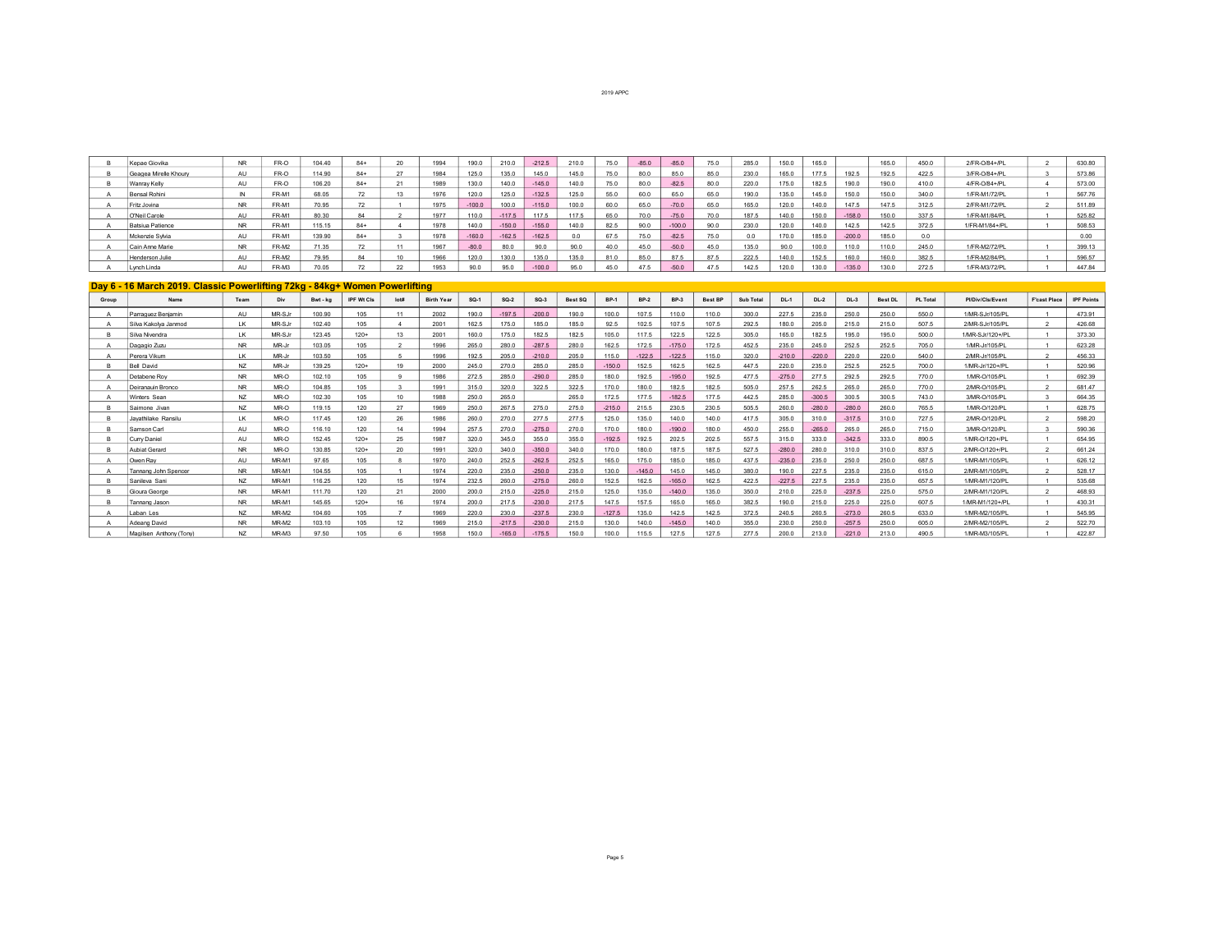| | | | | | | | | | | | | | | | | | | | | | | | | | |
|---|---|---|---|---|---|---|---|---|---|---|---|---|---|---|---|---|---|---|---|---|---|---|---|---|---|
| B | Kepae Giovika | NR | FR-O | 104.40 | 84+ | 20 | 1994 | 190.0 | 210.0 | -212.5 | 210.0 | 75.0 | -85.0 | -85.0 | 75.0 | 285.0 | 150.0 | 165.0 | | 165.0 | 450.0 | 2/FR-O/84+/PL | 2 | 630.80 |
| B | Geagea Mirelle Khoury | AU | FR-O | 114.90 | 84+ | 27 | 1984 | 125.0 | 135.0 | 145.0 | 145.0 | 75.0 | 80.0 | 85.0 | 85.0 | 230.0 | 165.0 | 177.5 | 192.5 | 192.5 | 422.5 | 3/FR-O/84+/PL | 3 | 573.86 |
| B | Wanray Kelly | AU | FR-O | 106.20 | 84+ | 21 | 1989 | 130.0 | 140.0 | -145.0 | 140.0 | 75.0 | 80.0 | -82.5 | 80.0 | 220.0 | 175.0 | 182.5 | 190.0 | 190.0 | 410.0 | 4/FR-O/84+/PL | 4 | 573.00 |
| A | Bensal Rohini | IN | FR-M1 | 68.05 | 72 | 13 | 1976 | 120.0 | 125.0 | -132.5 | 125.0 | 55.0 | 60.0 | 65.0 | 65.0 | 190.0 | 135.0 | 145.0 | 150.0 | 150.0 | 340.0 | 1/FR-M1/72/PL | 1 | 567.76 |
| A | Fritz Jovina | NR | FR-M1 | 70.95 | 72 | 1 | 1975 | -100.0 | 100.0 | -115.0 | 100.0 | 60.0 | 65.0 | -70.0 | 65.0 | 165.0 | 120.0 | 140.0 | 147.5 | 147.5 | 312.5 | 2/FR-M1/72/PL | 2 | 511.89 |
| A | O'Neil Carole | AU | FR-M1 | 80.30 | 84 | 2 | 1977 | 110.0 | -117.5 | 117.5 | 117.5 | 65.0 | 70.0 | -75.0 | 70.0 | 187.5 | 140.0 | 150.0 | -158.0 | 150.0 | 337.5 | 1/FR-M1/84/PL | 1 | 525.82 |
| A | Batsiua Patience | NR | FR-M1 | 115.15 | 84+ | 4 | 1978 | 140.0 | -150.0 | -155.0 | 140.0 | 82.5 | 90.0 | -100.0 | 90.0 | 230.0 | 120.0 | 140.0 | 142.5 | 142.5 | 372.5 | 1/FR-M1/84+/PL | 1 | 508.53 |
| A | Mckenzie Sylvia | AU | FR-M1 | 139.90 | 84+ | 3 | 1978 | -160.0 | -162.5 | -162.5 | 0.0 | 67.5 | 75.0 | -82.5 | 75.0 | 0.0 | 170.0 | 185.0 | -200.0 | 185.0 | 0.0 | | | 0.00 |
| A | Cain Anne Marie | NR | FR-M2 | 71.35 | 72 | 11 | 1967 | -80.0 | 80.0 | 90.0 | 90.0 | 40.0 | 45.0 | -50.0 | 45.0 | 135.0 | 90.0 | 100.0 | 110.0 | 110.0 | 245.0 | 1/FR-M2/72/PL | 1 | 399.13 |
| A | Henderson Julie | AU | FR-M2 | 79.95 | 84 | 10 | 1966 | 120.0 | 130.0 | 135.0 | 135.0 | 81.0 | 85.0 | 87.5 | 87.5 | 222.5 | 140.0 | 152.5 | 160.0 | 160.0 | 382.5 | 1/FR-M2/84/PL | 1 | 596.57 |
| A | Lynch Linda | AU | FR-M3 | 70.05 | 72 | 22 | 1953 | 90.0 | 95.0 | -100.0 | 95.0 | 45.0 | 47.5 | -50.0 | 47.5 | 142.5 | 120.0 | 130.0 | -135.0 | 130.0 | 272.5 | 1/FR-M3/72/PL | 1 | 447.84 |

## Day 6 - 16 March 2019. Classic Powerlifting 72kg - 84kg+ Women Powerlifting

| Group | Name | Team | Div | Bwt - kg | IPF Wt Cls | lot# | Birth Year | SQ-1 | SQ-2 | SQ-3 | Best SQ | BP-1 | BP-2 | BP-3 | Best BP | Sub Total | DL-1 | DL-2 | DL-3 | Best DL | PL Total | Pl/Div/Cls/Event | F'cast Place | IPF Points |
|---|---|---|---|---|---|---|---|---|---|---|---|---|---|---|---|---|---|---|---|---|---|---|---|---|
| A | Parraguez Benjamin | AU | MR-SJr | 100.90 | 105 | 11 | 2002 | 190.0 | -197.5 | -200.0 | 190.0 | 100.0 | 107.5 | 110.0 | 110.0 | 300.0 | 227.5 | 235.0 | 250.0 | 250.0 | 550.0 | 1/MR-SJr/105/PL | 1 | 473.91 |
| A | Silva Kakolya Janmod | LK | MR-SJr | 102.40 | 105 | 4 | 2001 | 162.5 | 175.0 | 185.0 | 185.0 | 92.5 | 102.5 | 107.5 | 107.5 | 292.5 | 180.0 | 205.0 | 215.0 | 215.0 | 507.5 | 2/MR-SJr/105/PL | 2 | 426.68 |
| B | Silva Nivendra | LK | MR-SJr | 123.45 | 120+ | 13 | 2001 | 160.0 | 175.0 | 182.5 | 182.5 | 105.0 | 117.5 | 122.5 | 122.5 | 305.0 | 165.0 | 182.5 | 195.0 | 195.0 | 500.0 | 1/MR-SJr/120+/PL | 1 | 373.30 |
| A | Dagagio Zuzu | NR | MR-Jr | 103.05 | 105 | 2 | 1996 | 265.0 | 280.0 | -287.5 | 280.0 | 162.5 | 172.5 | -175.0 | 172.5 | 452.5 | 235.0 | 245.0 | 252.5 | 252.5 | 705.0 | 1/MR-Jr/105/PL | 1 | 623.28 |
| A | Perera Vikum | LK | MR-Jr | 103.50 | 105 | 5 | 1996 | 192.5 | 205.0 | -210.0 | 205.0 | 115.0 | -122.5 | -122.5 | 115.0 | 320.0 | -210.0 | -220.0 | 220.0 | 220.0 | 540.0 | 2/MR-Jr/105/PL | 2 | 456.33 |
| B | Bell David | NZ | MR-Jr | 139.25 | 120+ | 19 | 2000 | 245.0 | 270.0 | 285.0 | 285.0 | -150.0 | 152.5 | 162.5 | 162.5 | 447.5 | 220.0 | 235.0 | 252.5 | 252.5 | 700.0 | 1/MR-Jr/120+/PL | 1 | 520.96 |
| A | Detabene Roy | NR | MR-O | 102.10 | 105 | 9 | 1986 | 272.5 | 285.0 | -290.0 | 285.0 | 180.0 | 192.5 | -195.0 | 192.5 | 477.5 | -275.0 | 277.5 | 292.5 | 292.5 | 770.0 | 1/MR-O/105/PL | 1 | 692.39 |
| A | Deiranauin Bronco | NR | MR-O | 104.85 | 105 | 3 | 1991 | 315.0 | 320.0 | 322.5 | 322.5 | 170.0 | 180.0 | 182.5 | 182.5 | 505.0 | 257.5 | 262.5 | 265.0 | 265.0 | 770.0 | 2/MR-O/105/PL | 2 | 681.47 |
| A | Winters Sean | NZ | MR-O | 102.30 | 105 | 10 | 1988 | 250.0 | 265.0 | | 265.0 | 172.5 | 177.5 | -182.5 | 177.5 | 442.5 | 285.0 | -300.5 | 300.5 | 300.5 | 743.0 | 3/MR-O/105/PL | 3 | 664.35 |
| B | Saimone Jivan | NZ | MR-O | 119.15 | 120 | 27 | 1969 | 250.0 | 267.5 | 275.0 | 275.0 | -215.0 | 215.5 | 230.5 | 230.5 | 505.5 | 260.0 | -280.0 | -280.0 | 260.0 | 765.5 | 1/MR-O/120/PL | 1 | 628.75 |
| B | Jayathilake Ransilu | LK | MR-O | 117.45 | 120 | 26 | 1986 | 260.0 | 270.0 | 277.5 | 277.5 | 125.0 | 135.0 | 140.0 | 140.0 | 417.5 | 305.0 | 310.0 | -317.5 | 310.0 | 727.5 | 2/MR-O/120/PL | 2 | 598.20 |
| B | Samson Carl | AU | MR-O | 116.10 | 120 | 14 | 1994 | 257.5 | 270.0 | -275.0 | 270.0 | 170.0 | 180.0 | -190.0 | 180.0 | 450.0 | 255.0 | -265.0 | 265.0 | 265.0 | 715.0 | 3/MR-O/120/PL | 3 | 590.36 |
| B | Curry Daniel | AU | MR-O | 152.45 | 120+ | 25 | 1987 | 320.0 | 345.0 | 355.0 | 355.0 | -192.5 | 192.5 | 202.5 | 202.5 | 557.5 | 315.0 | 333.0 | -342.5 | 333.0 | 890.5 | 1/MR-O/120+/PL | 1 | 654.95 |
| B | Aubiat Gerard | NR | MR-O | 130.85 | 120+ | 20 | 1991 | 320.0 | 340.0 | -350.0 | 340.0 | 170.0 | 180.0 | 187.5 | 187.5 | 527.5 | -280.0 | 280.0 | 310.0 | 310.0 | 837.5 | 2/MR-O/120+/PL | 2 | 661.24 |
| A | Owen Ray | AU | MR-M1 | 97.65 | 105 | 8 | 1970 | 240.0 | 252.5 | -262.5 | 252.5 | 165.0 | 175.0 | 185.0 | 185.0 | 437.5 | -235.0 | 235.0 | 250.0 | 250.0 | 687.5 | 1/MR-M1/105/PL | 1 | 626.12 |
| A | Tannang John Spencer | NR | MR-M1 | 104.55 | 105 | 1 | 1974 | 220.0 | 235.0 | -250.0 | 235.0 | 130.0 | -145.0 | 145.0 | 145.0 | 380.0 | 190.0 | 227.5 | 235.0 | 235.0 | 615.0 | 2/MR-M1/105/PL | 2 | 528.17 |
| B | Sanileva Sani | NZ | MR-M1 | 116.25 | 120 | 15 | 1974 | 232.5 | 260.0 | -275.0 | 260.0 | 152.5 | 162.5 | -165.0 | 162.5 | 422.5 | -227.5 | 227.5 | 235.0 | 235.0 | 657.5 | 1/MR-M1/120/PL | 1 | 535.68 |
| B | Gioura George | NR | MR-M1 | 111.70 | 120 | 21 | 2000 | 200.0 | 215.0 | -225.0 | 215.0 | 125.0 | 135.0 | -140.0 | 135.0 | 350.0 | 210.0 | 225.0 | -237.5 | 225.0 | 575.0 | 2/MR-M1/120/PL | 2 | 468.93 |
| B | Tannang Jason | NR | MR-M1 | 145.65 | 120+ | 16 | 1974 | 200.0 | 217.5 | -230.0 | 217.5 | 147.5 | 157.5 | 165.0 | 165.0 | 382.5 | 190.0 | 215.0 | 225.0 | 225.0 | 607.5 | 1/MR-M1/120+/PL | 1 | 430.31 |
| A | Laban Les | NZ | MR-M2 | 104.60 | 105 | 7 | 1969 | 220.0 | 230.0 | -237.5 | 230.0 | -127.5 | 135.0 | 142.5 | 142.5 | 372.5 | 240.5 | 260.5 | -273.0 | 260.5 | 633.0 | 1/MR-M2/105/PL | 1 | 545.95 |
| A | Adeang David | NR | MR-M2 | 103.10 | 105 | 12 | 1969 | 215.0 | -217.5 | -230.0 | 215.0 | 130.0 | 140.0 | -145.0 | 140.0 | 355.0 | 230.0 | 250.0 | -257.5 | 250.0 | 605.0 | 2/MR-M2/105/PL | 2 | 522.70 |
| A | Magilsen Anthony (Tony) | NZ | MR-M3 | 97.50 | 105 | 6 | 1958 | 150.0 | -165.0 | -175.5 | 150.0 | 100.0 | 115.5 | 127.5 | 127.5 | 277.5 | 200.0 | 213.0 | -221.0 | 213.0 | 490.5 | 1/MR-M3/105/PL | 1 | 422.87 |